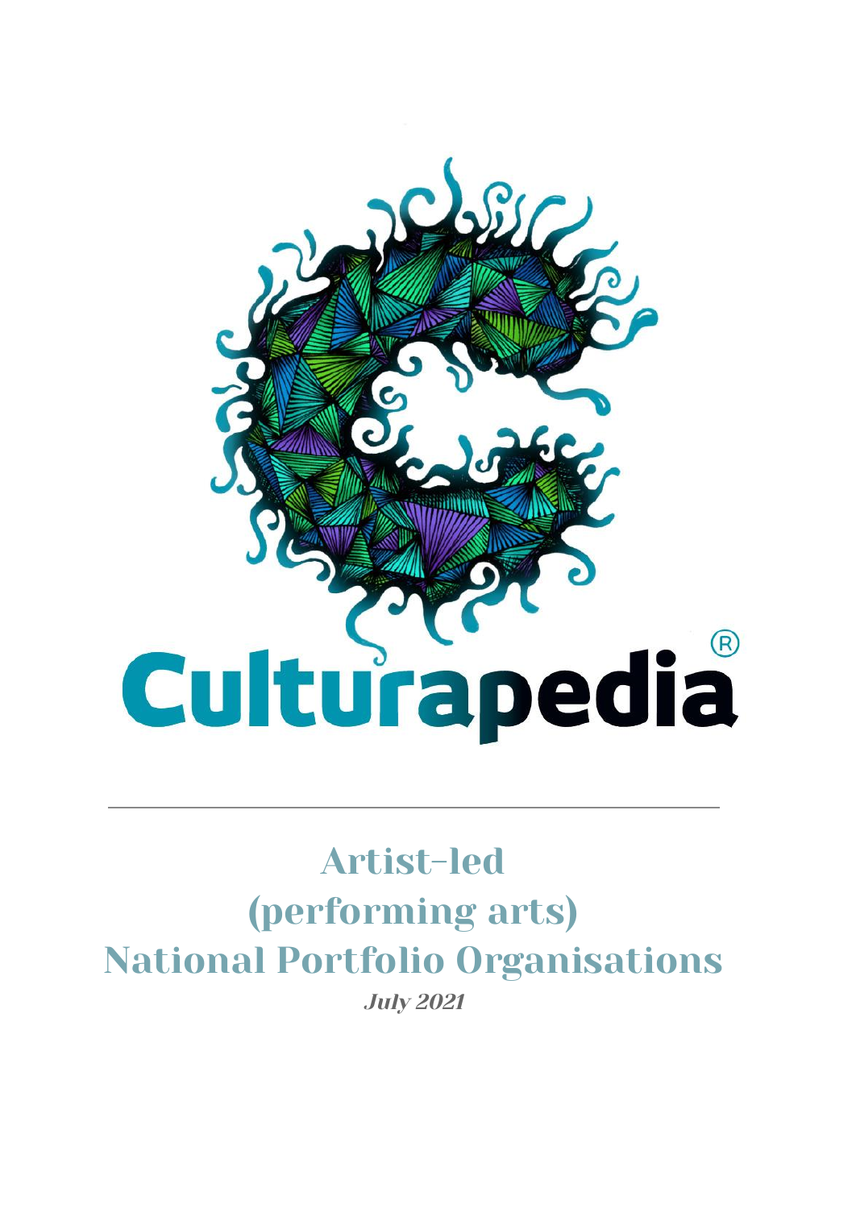Culturapedia®

# Artist-led (performing arts) National Portfolio Organisations

*July 2021*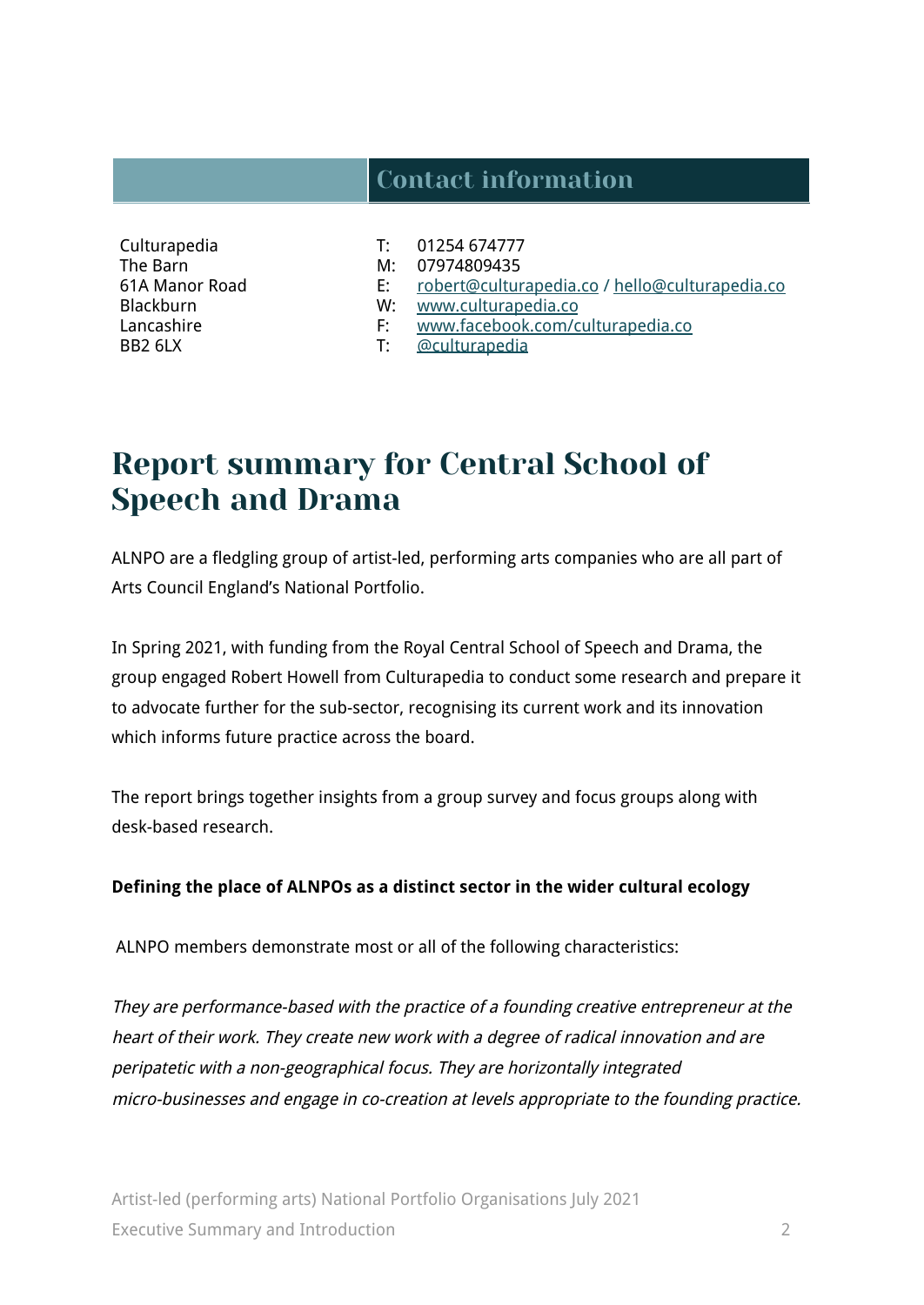## Contact information

| | | |
|---|---|---|
| Culturapedia | T: | 01254 674777 |
| The Barn | M: | 07974809435 |
| 61A Manor Road | E: | robert@culturapedia.co / hello@culturapedia.co |
| Blackburn | W: | www.culturapedia.co |
| Lancashire | F: | www.facebook.com/culturapedia.co |
| BB2 6LX | T: | @culturapedia |

# Report summary for Central School of Speech and Drama

ALNPO are a fledgling group of artist-led, performing arts companies who are all part of Arts Council England's National Portfolio.

In Spring 2021, with funding from the Royal Central School of Speech and Drama, the group engaged Robert Howell from Culturapedia to conduct some research and prepare it to advocate further for the sub-sector, recognising its current work and its innovation which informs future practice across the board.

The report brings together insights from a group survey and focus groups along with desk-based research.

**Defining the place of ALNPOs as a distinct sector in the wider cultural ecology**

ALNPO members demonstrate most or all of the following characteristics:

*They are performance-based with the practice of a founding creative entrepreneur at the heart of their work. They create new work with a degree of radical innovation and are peripatetic with a non-geographical focus. They are horizontally integrated micro-businesses and engage in co-creation at levels appropriate to the founding practice.*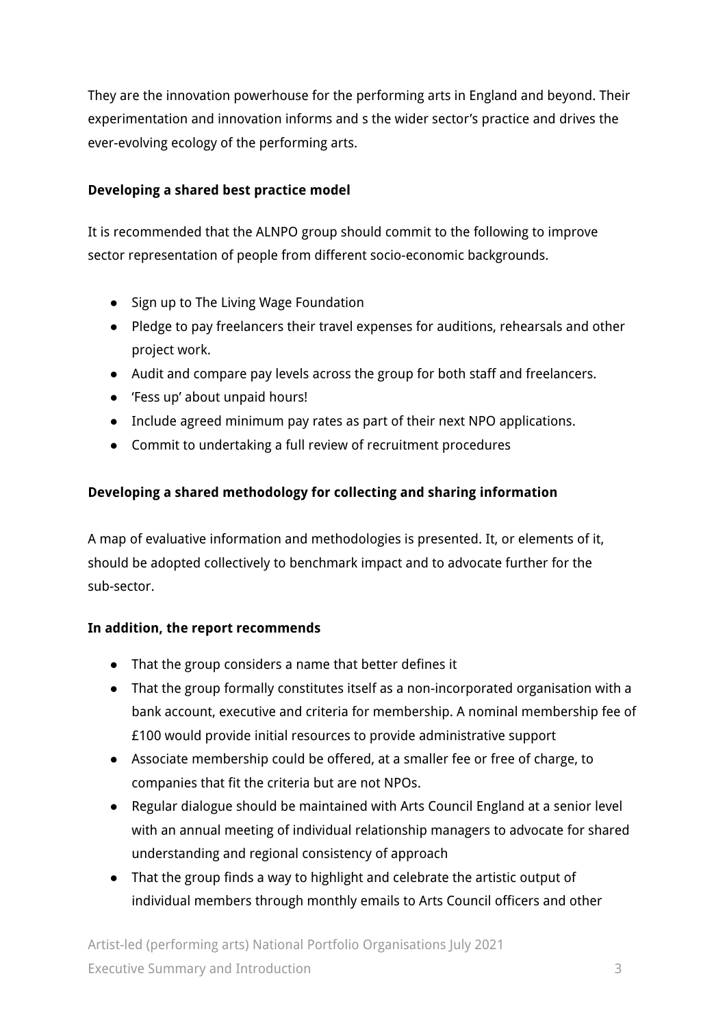They are the innovation powerhouse for the performing arts in England and beyond. Their experimentation and innovation informs and s the wider sector's practice and drives the ever-evolving ecology of the performing arts.

**Developing a shared best practice model**

It is recommended that the ALNPO group should commit to the following to improve sector representation of people from different socio-economic backgrounds.

- Sign up to The Living Wage Foundation
- Pledge to pay freelancers their travel expenses for auditions, rehearsals and other project work.
- Audit and compare pay levels across the group for both staff and freelancers.
- 'Fess up' about unpaid hours!
- Include agreed minimum pay rates as part of their next NPO applications.
- Commit to undertaking a full review of recruitment procedures

**Developing a shared methodology for collecting and sharing information**

A map of evaluative information and methodologies is presented. It, or elements of it, should be adopted collectively to benchmark impact and to advocate further for the sub-sector.

**In addition, the report recommends**

- That the group considers a name that better defines it
- That the group formally constitutes itself as a non-incorporated organisation with a bank account, executive and criteria for membership. A nominal membership fee of £100 would provide initial resources to provide administrative support
- Associate membership could be offered, at a smaller fee or free of charge, to companies that fit the criteria but are not NPOs.
- Regular dialogue should be maintained with Arts Council England at a senior level with an annual meeting of individual relationship managers to advocate for shared understanding and regional consistency of approach
- That the group finds a way to highlight and celebrate the artistic output of individual members through monthly emails to Arts Council officers and other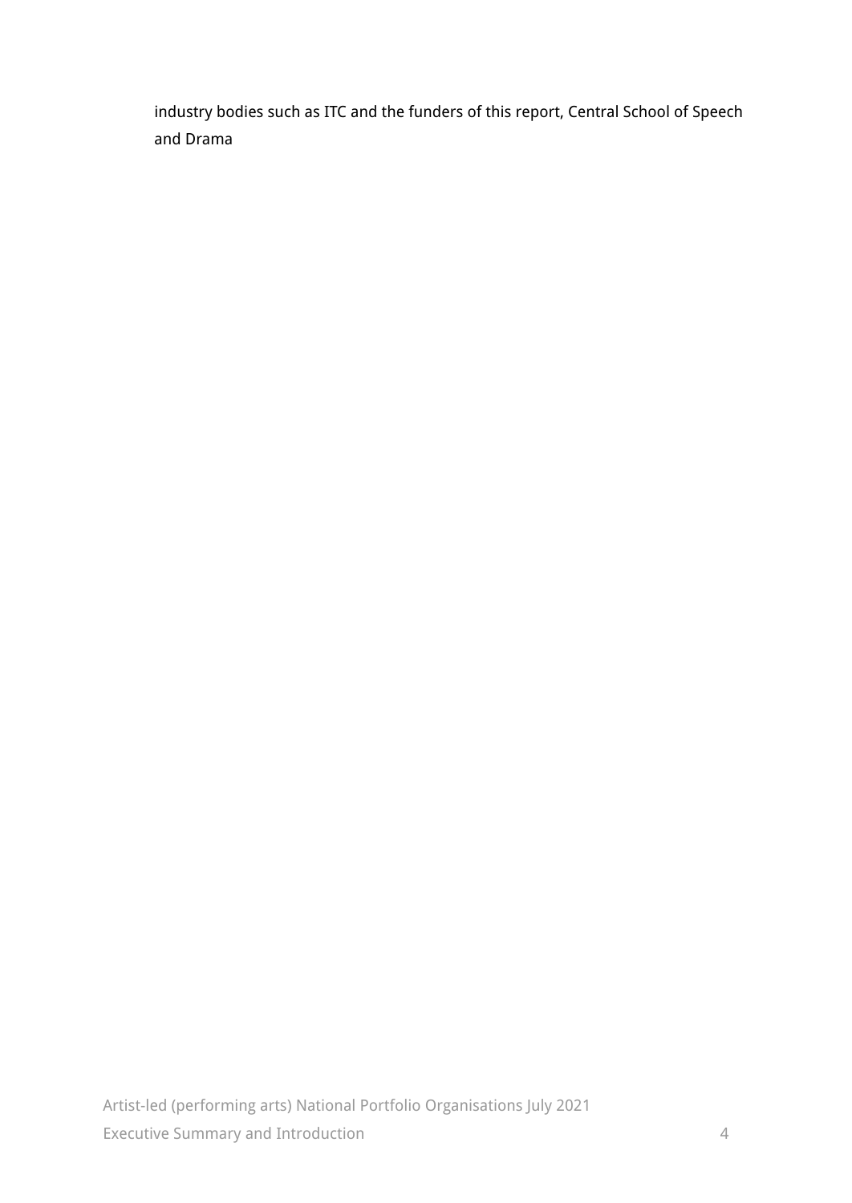industry bodies such as ITC and the funders of this report, Central School of Speech and Drama